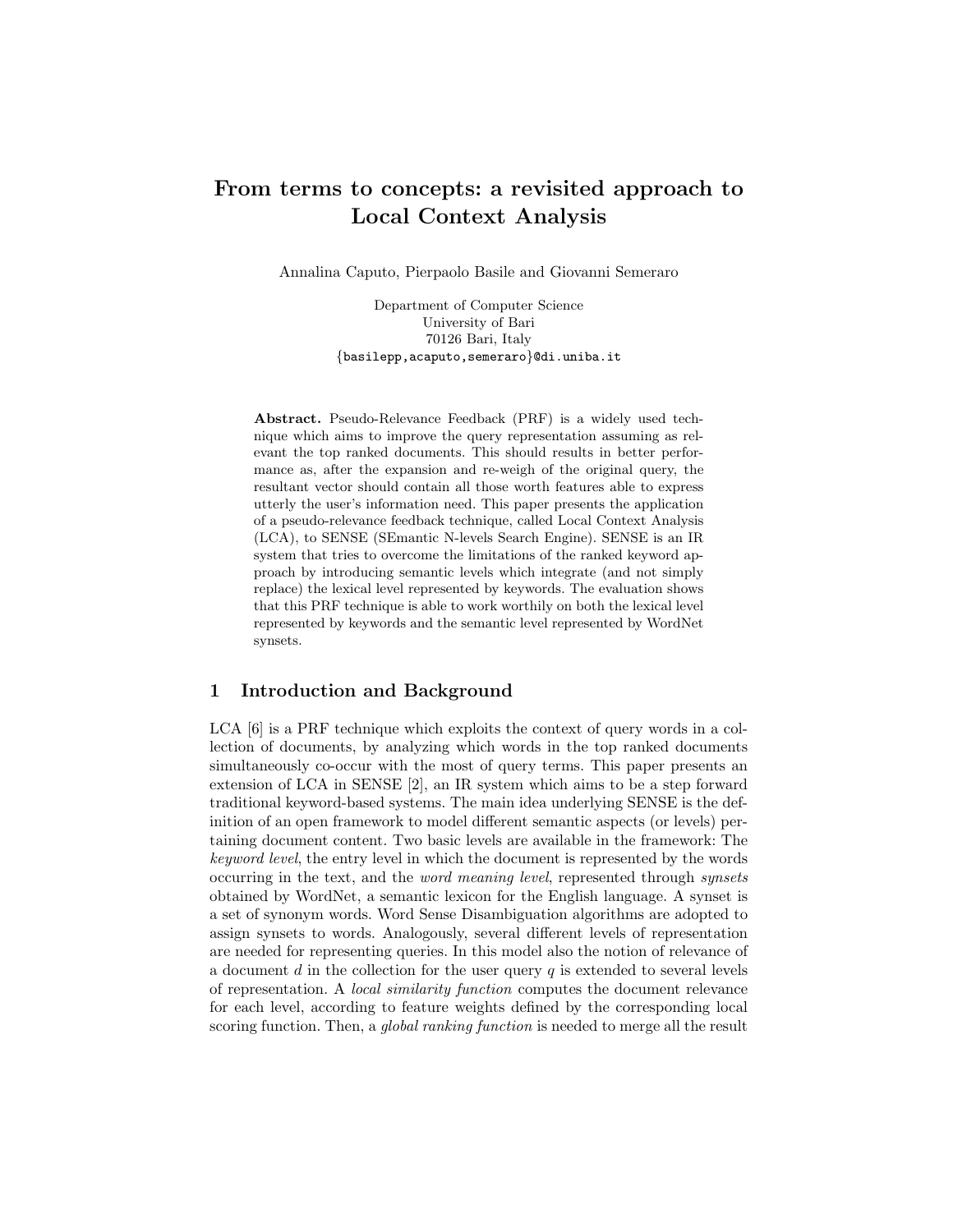# From terms to concepts: a revisited approach to Local Context Analysis

Annalina Caputo, Pierpaolo Basile and Giovanni Semeraro

Department of Computer Science
University of Bari
70126 Bari, Italy
{basilepp,acaputo,semeraro}@di.uniba.it

**Abstract.** Pseudo-Relevance Feedback (PRF) is a widely used technique which aims to improve the query representation assuming as relevant the top ranked documents. This should results in better performance as, after the expansion and re-weigh of the original query, the resultant vector should contain all those worth features able to express utterly the user's information need. This paper presents the application of a pseudo-relevance feedback technique, called Local Context Analysis (LCA), to SENSE (SEmantic N-levels Search Engine). SENSE is an IR system that tries to overcome the limitations of the ranked keyword approach by introducing semantic levels which integrate (and not simply replace) the lexical level represented by keywords. The evaluation shows that this PRF technique is able to work worthily on both the lexical level represented by keywords and the semantic level represented by WordNet synsets.

## 1 Introduction and Background

LCA [6] is a PRF technique which exploits the context of query words in a collection of documents, by analyzing which words in the top ranked documents simultaneously co-occur with the most of query terms. This paper presents an extension of LCA in SENSE [2], an IR system which aims to be a step forward traditional keyword-based systems. The main idea underlying SENSE is the definition of an open framework to model different semantic aspects (or levels) pertaining document content. Two basic levels are available in the framework: The *keyword level*, the entry level in which the document is represented by the words occurring in the text, and the *word meaning level*, represented through *synsets* obtained by WordNet, a semantic lexicon for the English language. A synset is a set of synonym words. Word Sense Disambiguation algorithms are adopted to assign synsets to words. Analogously, several different levels of representation are needed for representing queries. In this model also the notion of relevance of a document $d$ in the collection for the user query $q$ is extended to several levels of representation. A *local similarity function* computes the document relevance for each level, according to feature weights defined by the corresponding local scoring function. Then, a *global ranking function* is needed to merge all the result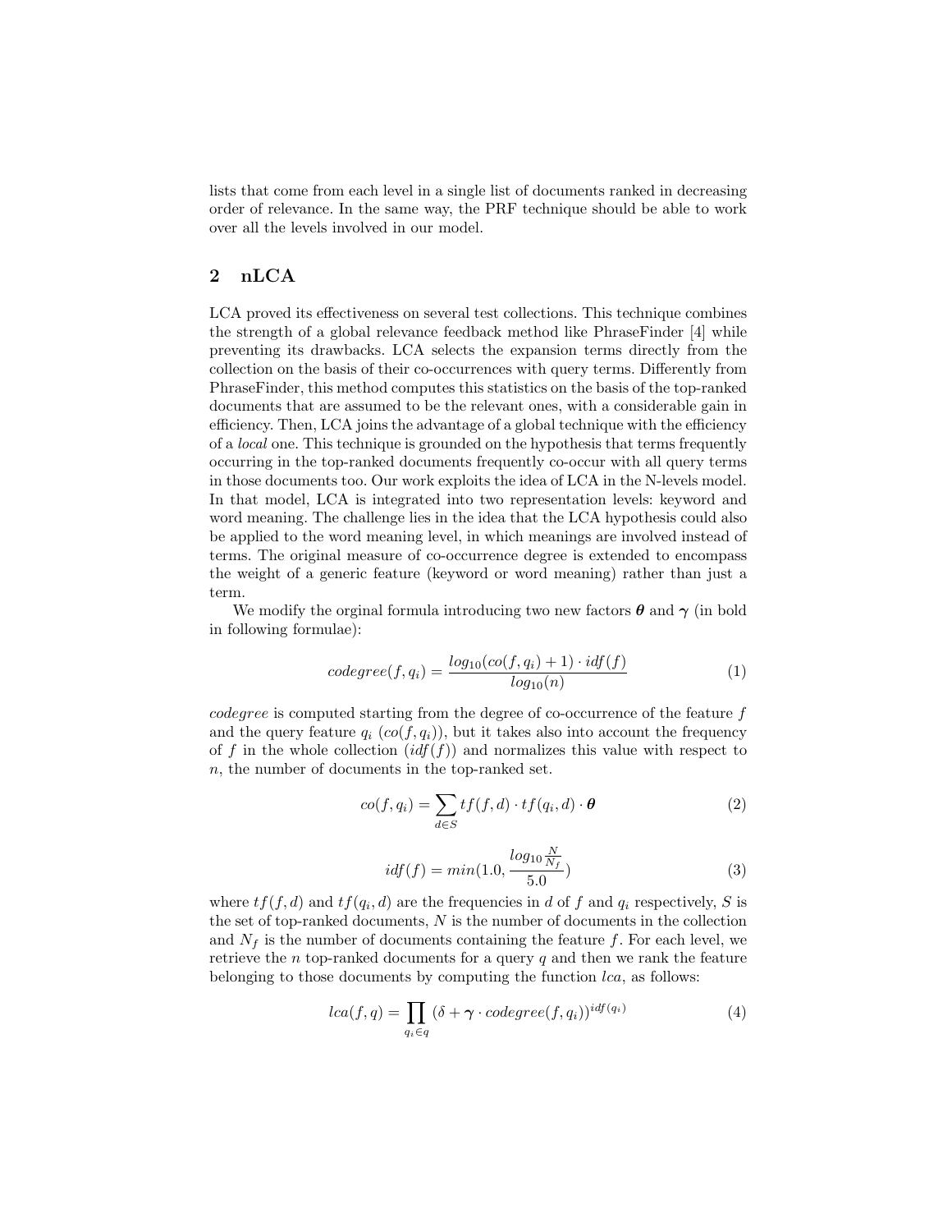lists that come from each level in a single list of documents ranked in decreasing order of relevance. In the same way, the PRF technique should be able to work over all the levels involved in our model.

## 2 nLCA

LCA proved its effectiveness on several test collections. This technique combines the strength of a global relevance feedback method like PhraseFinder [4] while preventing its drawbacks. LCA selects the expansion terms directly from the collection on the basis of their co-occurrences with query terms. Differently from PhraseFinder, this method computes this statistics on the basis of the top-ranked documents that are assumed to be the relevant ones, with a considerable gain in efficiency. Then, LCA joins the advantage of a global technique with the efficiency of a *local* one. This technique is grounded on the hypothesis that terms frequently occurring in the top-ranked documents frequently co-occur with all query terms in those documents too. Our work exploits the idea of LCA in the N-levels model. In that model, LCA is integrated into two representation levels: keyword and word meaning. The challenge lies in the idea that the LCA hypothesis could also be applied to the word meaning level, in which meanings are involved instead of terms. The original measure of co-occurrence degree is extended to encompass the weight of a generic feature (keyword or word meaning) rather than just a term.

We modify the orginal formula introducing two new factors $\boldsymbol{\theta}$ and $\boldsymbol{\gamma}$ (in bold in following formulae):

$$codegree(f, q_i) = \frac{log_{10}(co(f, q_i) + 1) \cdot idf(f)}{log_{10}(n)} \tag{1}$$

*codegree* is computed starting from the degree of co-occurrence of the feature $f$ and the query feature $q_i$ ($co(f, q_i)$), but it takes also into account the frequency of $f$ in the whole collection ($idf(f)$) and normalizes this value with respect to $n$, the number of documents in the top-ranked set.

$$co(f, q_i) = \sum_{d \in S} tf(f, d) \cdot tf(q_i, d) \cdot \boldsymbol{\theta} \tag{2}$$

$$idf(f) = min(1.0, \frac{log_{10} \frac{N}{N_f}}{5.0}) \tag{3}$$

where $tf(f, d)$ and $tf(q_i, d)$ are the frequencies in $d$ of $f$ and $q_i$ respectively, $S$ is the set of top-ranked documents, $N$ is the number of documents in the collection and $N_f$ is the number of documents containing the feature $f$. For each level, we retrieve the $n$ top-ranked documents for a query $q$ and then we rank the feature belonging to those documents by computing the function $lca$, as follows:

$$lca(f, q) = \prod_{q_i \in q} (\delta + \boldsymbol{\gamma} \cdot codegree(f, q_i))^{idf(q_i)} \tag{4}$$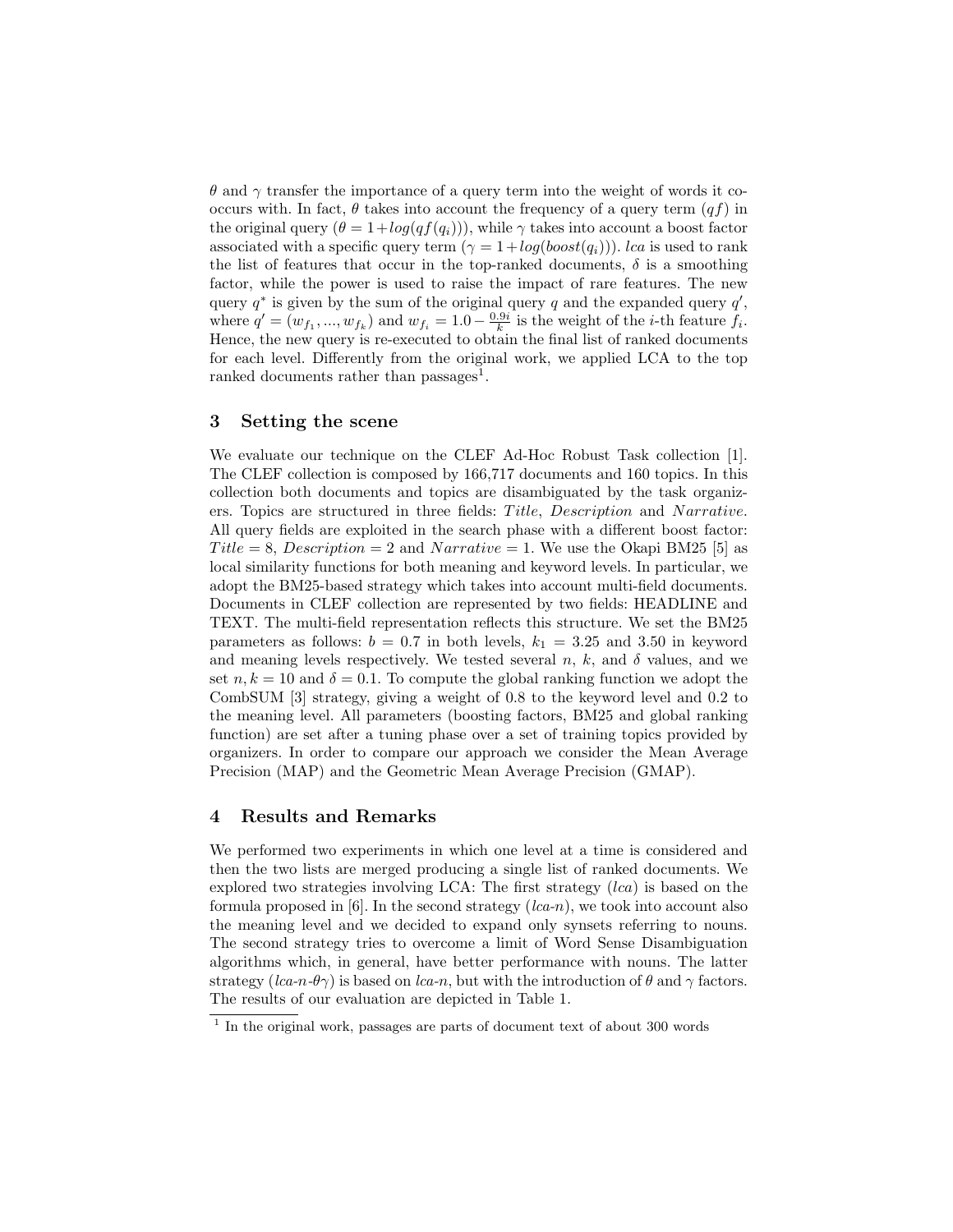$\theta$ and $\gamma$ transfer the importance of a query term into the weight of words it co-occurs with. In fact, $\theta$ takes into account the frequency of a query term ($qf$) in the original query ($\theta = 1 + log(qf(q_i))$), while $\gamma$ takes into account a boost factor associated with a specific query term ($\gamma = 1 + log(boost(q_i))$). $lca$ is used to rank the list of features that occur in the top-ranked documents, $\delta$ is a smoothing factor, while the power is used to raise the impact of rare features. The new query $q^*$ is given by the sum of the original query $q$ and the expanded query $q'$, where $q' = (w_{f_1}, ..., w_{f_k})$ and $w_{f_i} = 1.0 - \frac{0.9i}{k}$ is the weight of the $i$-th feature $f_i$. Hence, the new query is re-executed to obtain the final list of ranked documents for each level. Differently from the original work, we applied LCA to the top ranked documents rather than passages[1].

## 3 Setting the scene

We evaluate our technique on the CLEF Ad-Hoc Robust Task collection [1]. The CLEF collection is composed by 166,717 documents and 160 topics. In this collection both documents and topics are disambiguated by the task organizers. Topics are structured in three fields: *Title*, *Description* and *Narrative*. All query fields are exploited in the search phase with a different boost factor: $Title = 8$, $Description = 2$ and $Narrative = 1$. We use the Okapi BM25 [5] as local similarity functions for both meaning and keyword levels. In particular, we adopt the BM25-based strategy which takes into account multi-field documents. Documents in CLEF collection are represented by two fields: HEADLINE and TEXT. The multi-field representation reflects this structure. We set the BM25 parameters as follows: $b = 0.7$ in both levels, $k_1 = 3.25$ and 3.50 in keyword and meaning levels respectively. We tested several $n$, $k$, and $\delta$ values, and we set $n, k = 10$ and $\delta = 0.1$. To compute the global ranking function we adopt the CombSUM [3] strategy, giving a weight of 0.8 to the keyword level and 0.2 to the meaning level. All parameters (boosting factors, BM25 and global ranking function) are set after a tuning phase over a set of training topics provided by organizers. In order to compare our approach we consider the Mean Average Precision (MAP) and the Geometric Mean Average Precision (GMAP).

## 4 Results and Remarks

We performed two experiments in which one level at a time is considered and then the two lists are merged producing a single list of ranked documents. We explored two strategies involving LCA: The first strategy (*lca*) is based on the formula proposed in [6]. In the second strategy (*lca-n*), we took into account also the meaning level and we decided to expand only synsets referring to nouns. The second strategy tries to overcome a limit of Word Sense Disambiguation algorithms which, in general, have better performance with nouns. The latter strategy (*lca-n-*$\theta\gamma$) is based on *lca-n*, but with the introduction of $\theta$ and $\gamma$ factors. The results of our evaluation are depicted in Table 1.

[1] In the original work, passages are parts of document text of about 300 words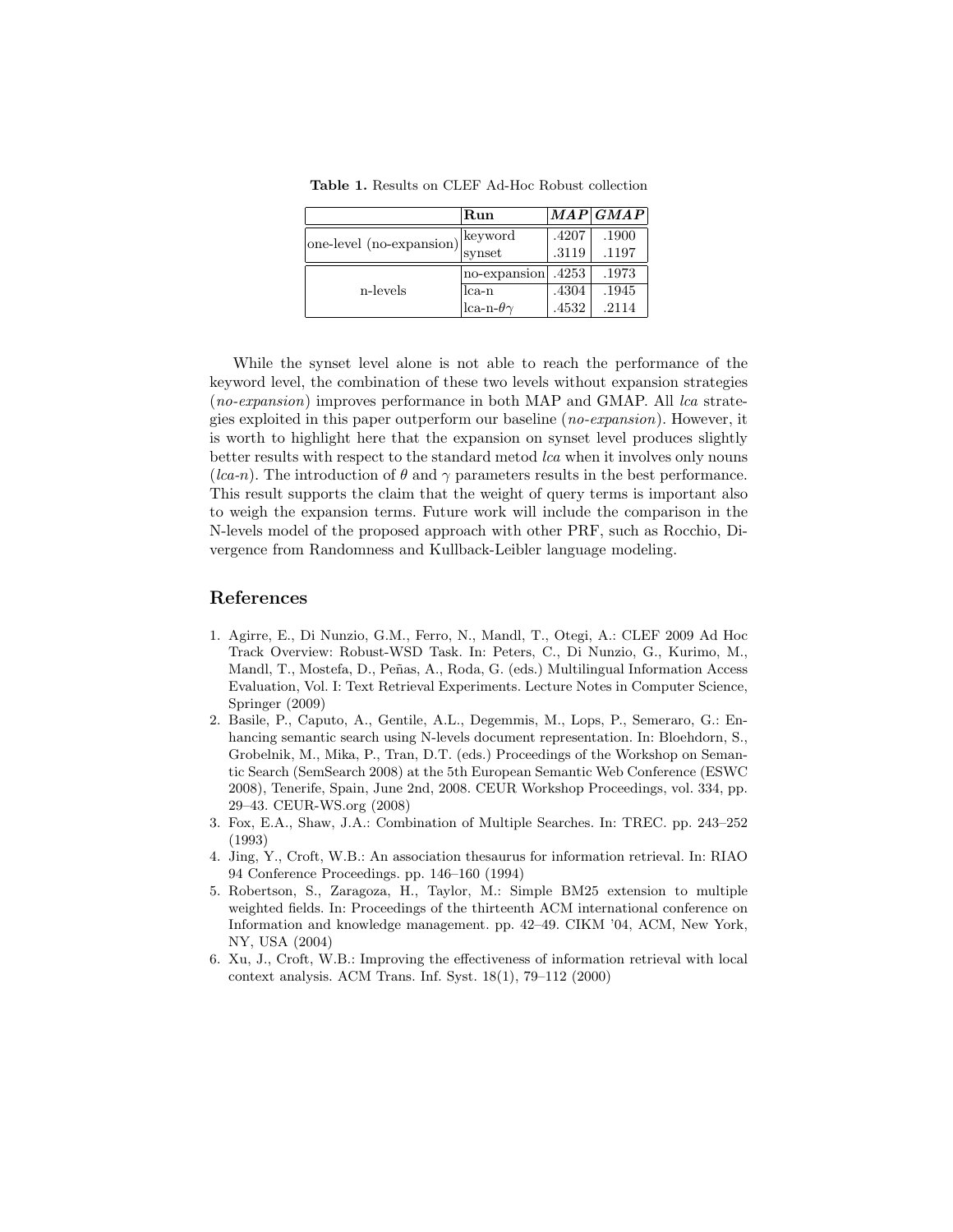**Table 1.** Results on CLEF Ad-Hoc Robust collection

| | **Run** | ***MAP*** | ***GMAP*** |
|---|---|---|---|
| one-level (no-expansion) | keyword | .4207 | .1900 |
| | synset | .3119 | .1197 |
| n-levels | no-expansion | .4253 | .1973 |
| | lca-n | .4304 | .1945 |
| | lca-n-$\theta\gamma$ | .4532 | .2114 |

While the synset level alone is not able to reach the performance of the keyword level, the combination of these two levels without expansion strategies (*no-expansion*) improves performance in both MAP and GMAP. All *lca* strategies exploited in this paper outperform our baseline (*no-expansion*). However, it is worth to highlight here that the expansion on synset level produces slightly better results with respect to the standard metod *lca* when it involves only nouns (*lca-n*). The introduction of $\theta$ and $\gamma$ parameters results in the best performance. This result supports the claim that the weight of query terms is important also to weigh the expansion terms. Future work will include the comparison in the N-levels model of the proposed approach with other PRF, such as Rocchio, Divergence from Randomness and Kullback-Leibler language modeling.

## References

1. Agirre, E., Di Nunzio, G.M., Ferro, N., Mandl, T., Otegi, A.: CLEF 2009 Ad Hoc Track Overview: Robust-WSD Task. In: Peters, C., Di Nunzio, G., Kurimo, M., Mandl, T., Mostefa, D., Peñas, A., Roda, G. (eds.) Multilingual Information Access Evaluation, Vol. I: Text Retrieval Experiments. Lecture Notes in Computer Science, Springer (2009)
2. Basile, P., Caputo, A., Gentile, A.L., Degemmis, M., Lops, P., Semeraro, G.: Enhancing semantic search using N-levels document representation. In: Bloehdorn, S., Grobelnik, M., Mika, P., Tran, D.T. (eds.) Proceedings of the Workshop on Semantic Search (SemSearch 2008) at the 5th European Semantic Web Conference (ESWC 2008), Tenerife, Spain, June 2nd, 2008. CEUR Workshop Proceedings, vol. 334, pp. 29–43. CEUR-WS.org (2008)
3. Fox, E.A., Shaw, J.A.: Combination of Multiple Searches. In: TREC. pp. 243–252 (1993)
4. Jing, Y., Croft, W.B.: An association thesaurus for information retrieval. In: RIAO 94 Conference Proceedings. pp. 146–160 (1994)
5. Robertson, S., Zaragoza, H., Taylor, M.: Simple BM25 extension to multiple weighted fields. In: Proceedings of the thirteenth ACM international conference on Information and knowledge management. pp. 42–49. CIKM '04, ACM, New York, NY, USA (2004)
6. Xu, J., Croft, W.B.: Improving the effectiveness of information retrieval with local context analysis. ACM Trans. Inf. Syst. 18(1), 79–112 (2000)